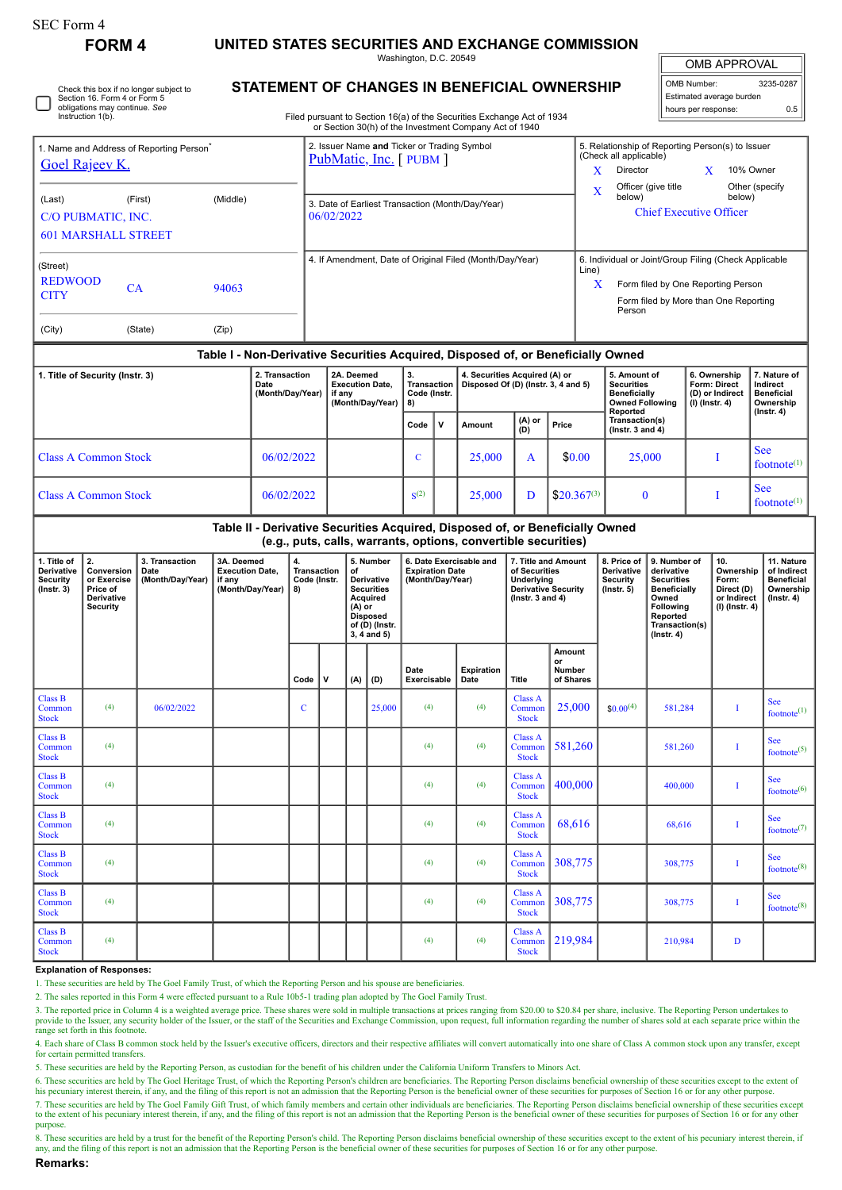SEC Form 4

# FORM 4

## UNITED STATES SECURITIES AND EXCHANGE COMMISSION

Washington, D.C. 20549

☐ Check this box if no longer subject to Section 16. Form 4 or Form 5 obligations may continue. *See* Instruction 1(b).

## STATEMENT OF CHANGES IN BENEFICIAL OWNERSHIP

Filed pursuant to Section 16(a) of the Securities Exchange Act of 1934 or Section 30(h) of the Investment Company Act of 1940

| OMB APPROVAL | |
|---|---|
| OMB Number: | 3235-0287 |
| Estimated average burden | |
| hours per response: | 0.5 |

| 1. Name and Address of Reporting Person* | 2. Issuer Name and Ticker or Trading Symbol | 5. Relationship of Reporting Person(s) to Issuer (Check all applicable) |
|---|---|---|
| Goel Rajeev K. | PubMatic, Inc. [ PUBM ] | X Director; X 10% Owner; X Officer (give title below); Other (specify below) |
| (Last) (First) (Middle) C/O PUBMATIC, INC. 601 MARSHALL STREET | 3. Date of Earliest Transaction (Month/Day/Year) 06/02/2022 | Chief Executive Officer |
| (Street) REDWOOD CITY CA 94063 (City) (State) (Zip) | 4. If Amendment, Date of Original Filed (Month/Day/Year) | 6. Individual or Joint/Group Filing (Check Applicable Line) X Form filed by One Reporting Person; Form filed by More than One Reporting Person |

### Table I - Non-Derivative Securities Acquired, Disposed of, or Beneficially Owned

| 1. Title of Security (Instr. 3) | 2. Transaction Date (Month/Day/Year) | 2A. Deemed Execution Date, if any (Month/Day/Year) | 3. Transaction Code (Instr. 8) | | 4. Securities Acquired (A) or Disposed Of (D) (Instr. 3, 4 and 5) | | | 5. Amount of Securities Beneficially Owned Following Reported Transaction(s) (Instr. 3 and 4) | 6. Ownership Form: Direct (D) or Indirect (I) (Instr. 4) | 7. Nature of Indirect Beneficial Ownership (Instr. 4) |
|---|---|---|---|---|---|---|---|---|---|---|
| | | | Code | V | Amount | (A) or (D) | Price | | | |
| Class A Common Stock | 06/02/2022 | | C | | 25,000 | A | $0.00 | 25,000 | I | See footnote[1] |
| Class A Common Stock | 06/02/2022 | | S[2] | | 25,000 | D | $20.367[3] | 0 | I | See footnote[1] |

### Table II - Derivative Securities Acquired, Disposed of, or Beneficially Owned (e.g., puts, calls, warrants, options, convertible securities)

| 1. Title of Derivative Security (Instr. 3) | 2. Conversion or Exercise Price of Derivative Security | 3. Transaction Date (Month/Day/Year) | 3A. Deemed Execution Date, if any (Month/Day/Year) | 4. Transaction Code (Instr. 8) | | 5. Number of Derivative Securities Acquired (A) or Disposed of (D) (Instr. 3, 4 and 5) | | 6. Date Exercisable and Expiration Date (Month/Day/Year) | | 7. Title and Amount of Securities Underlying Derivative Security (Instr. 3 and 4) | | 8. Price of Derivative Security (Instr. 5) | 9. Number of derivative Securities Beneficially Owned Following Reported Transaction(s) (Instr. 4) | 10. Ownership Form: Direct (D) or Indirect (I) (Instr. 4) | 11. Nature of Indirect Beneficial Ownership (Instr. 4) |
|---|---|---|---|---|---|---|---|---|---|---|---|---|---|---|---|
| | | | | Code | V | (A) | (D) | Date Exercisable | Expiration Date | Title | Amount or Number of Shares | | | | |
| Class B Common Stock | (4) | 06/02/2022 | | C | | | 25,000 | (4) | (4) | Class A Common Stock | 25,000 | $0.00[4] | 581,284 | I | See footnote[1] |
| Class B Common Stock | (4) | | | | | | | (4) | (4) | Class A Common Stock | 581,260 | | 581,260 | I | See footnote[5] |
| Class B Common Stock | (4) | | | | | | | (4) | (4) | Class A Common Stock | 400,000 | | 400,000 | I | See footnote[6] |
| Class B Common Stock | (4) | | | | | | | (4) | (4) | Class A Common Stock | 68,616 | | 68,616 | I | See footnote[7] |
| Class B Common Stock | (4) | | | | | | | (4) | (4) | Class A Common Stock | 308,775 | | 308,775 | I | See footnote[8] |
| Class B Common Stock | (4) | | | | | | | (4) | (4) | Class A Common Stock | 308,775 | | 308,775 | I | See footnote[8] |
| Class B Common Stock | (4) | | | | | | | (4) | (4) | Class A Common Stock | 219,984 | | 210,984 | D | |

**Explanation of Responses:**

1. These securities are held by The Goel Family Trust, of which the Reporting Person and his spouse are beneficiaries.
2. The sales reported in this Form 4 were effected pursuant to a Rule 10b5-1 trading plan adopted by The Goel Family Trust.
3. The reported price in Column 4 is a weighted average price. These shares were sold in multiple transactions at prices ranging from $20.00 to $20.84 per share, inclusive. The Reporting Person undertakes to provide to the Issuer, any security holder of the Issuer, or the staff of the Securities and Exchange Commission, upon request, full information regarding the number of shares sold at each separate price within the range set forth in this footnote.
4. Each share of Class B common stock held by the Issuer's executive officers, directors and their respective affiliates will convert automatically into one share of Class A common stock upon any transfer, except for certain permitted transfers.
5. These securities are held by the Reporting Person, as custodian for the benefit of his children under the California Uniform Transfers to Minors Act.
6. These securities are held by The Goel Heritage Trust, of which the Reporting Person's children are beneficiaries. The Reporting Person disclaims beneficial ownership of these securities except to the extent of his pecuniary interest therein, if any, and the filing of this report is not an admission that the Reporting Person is the beneficial owner of these securities for purposes of Section 16 or for any other purpose.
7. These securities are held by The Goel Family Gift Trust, of which family members and certain other individuals are beneficiaries. The Reporting Person disclaims beneficial ownership of these securities except to the extent of his pecuniary interest therein, if any, and the filing of this report is not an admission that the Reporting Person is the beneficial owner of these securities for purposes of Section 16 or for any other purpose.
8. These securities are held by a trust for the benefit of the Reporting Person's child. The Reporting Person disclaims beneficial ownership of these securities except to the extent of his pecuniary interest therein, if any, and the filing of this report is not an admission that the Reporting Person is the beneficial owner of these securities for purposes of Section 16 or for any other purpose.

**Remarks:**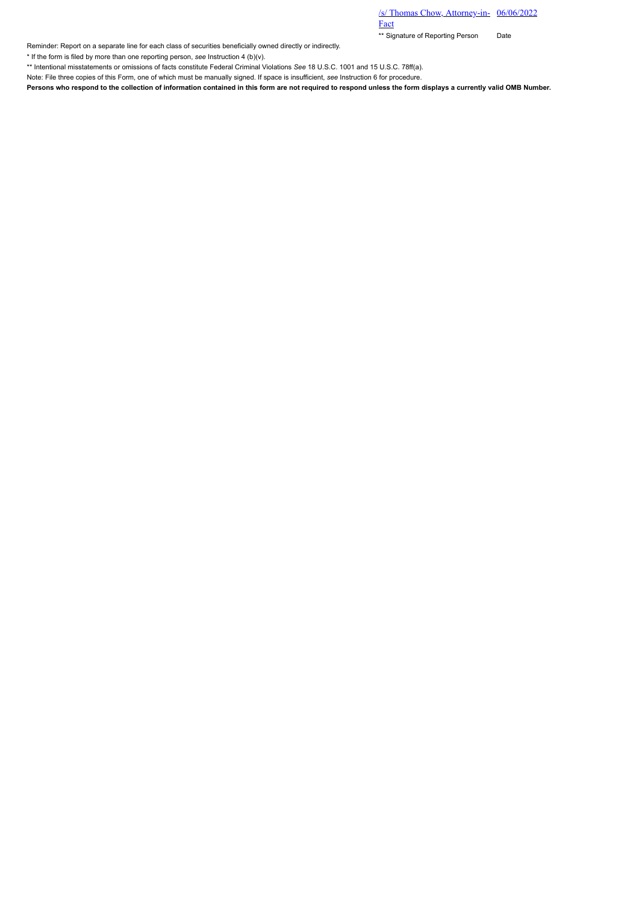| | |
|---|---|
| /s/ Thomas Chow, Attorney-in-Fact | 06/06/2022 |
| ** Signature of Reporting Person | Date |

Reminder: Report on a separate line for each class of securities beneficially owned directly or indirectly.

* If the form is filed by more than one reporting person, *see* Instruction 4 (b)(v).

** Intentional misstatements or omissions of facts constitute Federal Criminal Violations *See* 18 U.S.C. 1001 and 15 U.S.C. 78ff(a).

Note: File three copies of this Form, one of which must be manually signed. If space is insufficient, *see* Instruction 6 for procedure.

**Persons who respond to the collection of information contained in this form are not required to respond unless the form displays a currently valid OMB Number.**